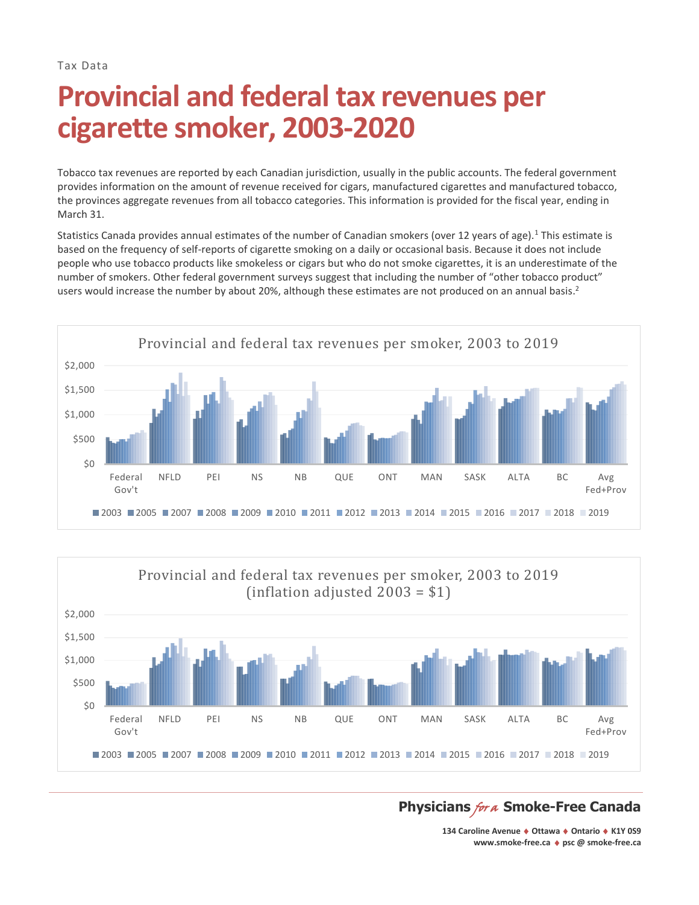Tax Data

# Provincial and federal tax revenues per cigarette smoker, 2003-2020

Tobacco tax revenues are reported by each Canadian jurisdiction, usually in the public accounts. The federal government provides information on the amount of revenue received for cigars, manufactured cigarettes and manufactured tobacco, the provinces aggregate revenues from all tobacco categories. This information is provided for the fiscal year, ending in March 31.

Statistics Canada provides annual estimates of the number of Canadian smokers (over 12 years of age).[1] This estimate is based on the frequency of self-reports of cigarette smoking on a daily or occasional basis. Because it does not include people who use tobacco products like smokeless or cigars but who do not smoke cigarettes, it is an underestimate of the number of smokers. Other federal government surveys suggest that including the number of "other tobacco product" users would increase the number by about 20%, although these estimates are not produced on an annual basis.[2]

Provincial and federal tax revenues per smoker, 2003 to 2019

Provincial and federal tax revenues per smoker, 2003 to 2019 (inflation adjusted 2003 = $1)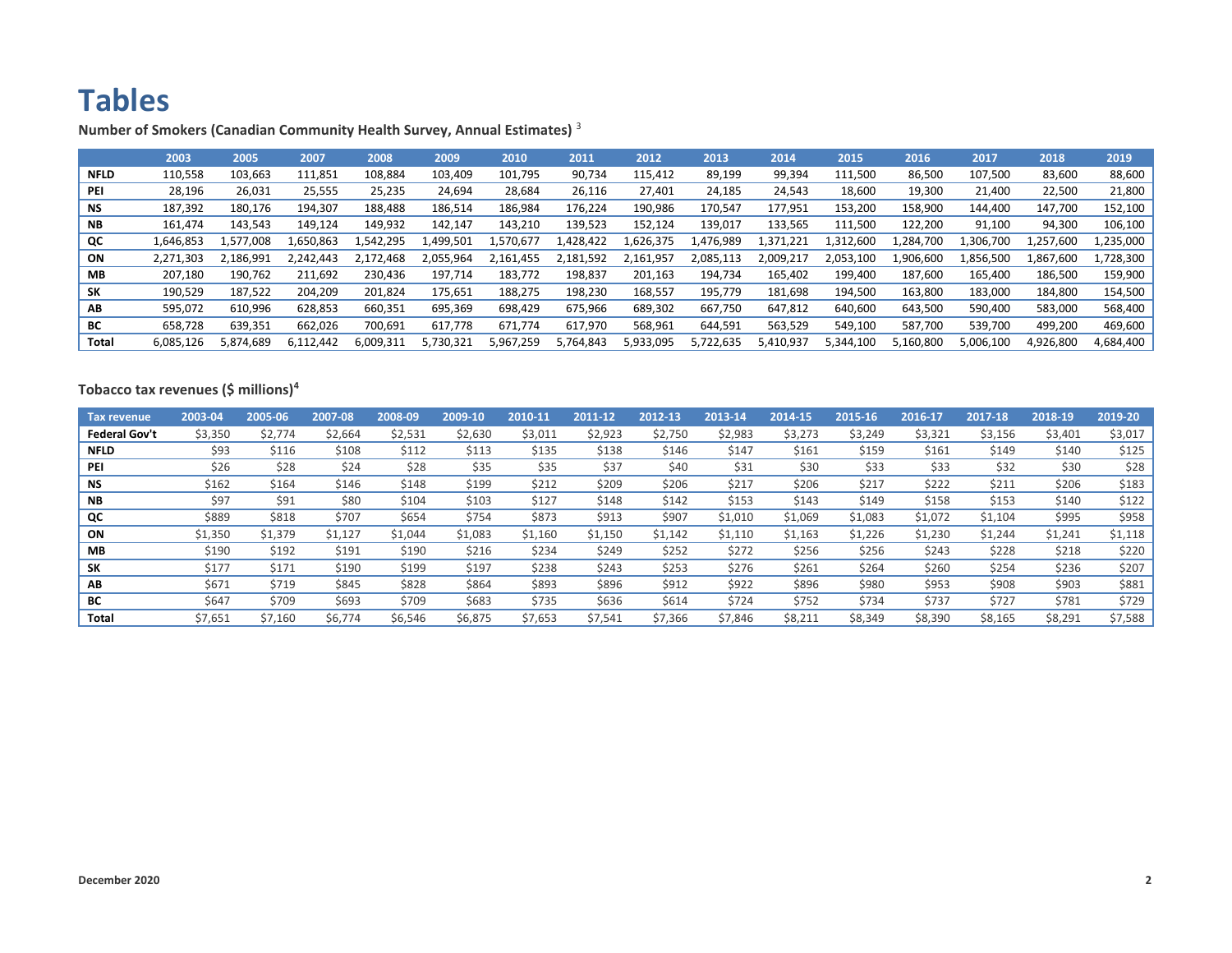# Tables

**Number of Smokers (Canadian Community Health Survey, Annual Estimates)** [3]

| | 2003 | 2005 | 2007 | 2008 | 2009 | 2010 | 2011 | 2012 | 2013 | 2014 | 2015 | 2016 | 2017 | 2018 | 2019 |
|---|---|---|---|---|---|---|---|---|---|---|---|---|---|---|---|
| **NFLD** | 110,558 | 103,663 | 111,851 | 108,884 | 103,409 | 101,795 | 90,734 | 115,412 | 89,199 | 99,394 | 111,500 | 86,500 | 107,500 | 83,600 | 88,600 |
| **PEI** | 28,196 | 26,031 | 25,555 | 25,235 | 24,694 | 28,684 | 26,116 | 27,401 | 24,185 | 24,543 | 18,600 | 19,300 | 21,400 | 22,500 | 21,800 |
| **NS** | 187,392 | 180,176 | 194,307 | 188,488 | 186,514 | 186,984 | 176,224 | 190,986 | 170,547 | 177,951 | 153,200 | 158,900 | 144,400 | 147,700 | 152,100 |
| **NB** | 161,474 | 143,543 | 149,124 | 149,932 | 142,147 | 143,210 | 139,523 | 152,124 | 139,017 | 133,565 | 111,500 | 122,200 | 91,100 | 94,300 | 106,100 |
| **QC** | 1,646,853 | 1,577,008 | 1,650,863 | 1,542,295 | 1,499,501 | 1,570,677 | 1,428,422 | 1,626,375 | 1,476,989 | 1,371,221 | 1,312,600 | 1,284,700 | 1,306,700 | 1,257,600 | 1,235,000 |
| **ON** | 2,271,303 | 2,186,991 | 2,242,443 | 2,172,468 | 2,055,964 | 2,161,455 | 2,181,592 | 2,161,957 | 2,085,113 | 2,009,217 | 2,053,100 | 1,906,600 | 1,856,500 | 1,867,600 | 1,728,300 |
| **MB** | 207,180 | 190,762 | 211,692 | 230,436 | 197,714 | 183,772 | 198,837 | 201,163 | 194,734 | 165,402 | 199,400 | 187,600 | 165,400 | 186,500 | 159,900 |
| **SK** | 190,529 | 187,522 | 204,209 | 201,824 | 175,651 | 188,275 | 198,230 | 168,557 | 195,779 | 181,698 | 194,500 | 163,800 | 183,000 | 184,800 | 154,500 |
| **AB** | 595,072 | 610,996 | 628,853 | 660,351 | 695,369 | 698,429 | 675,966 | 689,302 | 667,750 | 647,812 | 640,600 | 643,500 | 590,400 | 583,000 | 568,400 |
| **BC** | 658,728 | 639,351 | 662,026 | 700,691 | 617,778 | 671,774 | 617,970 | 568,961 | 644,591 | 563,529 | 549,100 | 587,700 | 539,700 | 499,200 | 469,600 |
| **Total** | 6,085,126 | 5,874,689 | 6,112,442 | 6,009,311 | 5,730,321 | 5,967,259 | 5,764,843 | 5,933,095 | 5,722,635 | 5,410,937 | 5,344,100 | 5,160,800 | 5,006,100 | 4,926,800 | 4,684,400 |

**Tobacco tax revenues ($ millions)**[4]

| Tax revenue | 2003-04 | 2005-06 | 2007-08 | 2008-09 | 2009-10 | 2010-11 | 2011-12 | 2012-13 | 2013-14 | 2014-15 | 2015-16 | 2016-17 | 2017-18 | 2018-19 | 2019-20 |
|---|---|---|---|---|---|---|---|---|---|---|---|---|---|---|---|
| **Federal Gov't** | $3,350 | $2,774 | $2,664 | $2,531 | $2,630 | $3,011 | $2,923 | $2,750 | $2,983 | $3,273 | $3,249 | $3,321 | $3,156 | $3,401 | $3,017 |
| **NFLD** | $93 | $116 | $108 | $112 | $113 | $135 | $138 | $146 | $147 | $161 | $159 | $161 | $149 | $140 | $125 |
| **PEI** | $26 | $28 | $24 | $28 | $35 | $35 | $37 | $40 | $31 | $30 | $33 | $33 | $32 | $30 | $28 |
| **NS** | $162 | $164 | $146 | $148 | $199 | $212 | $209 | $206 | $217 | $206 | $217 | $222 | $211 | $206 | $183 |
| **NB** | $97 | $91 | $80 | $104 | $103 | $127 | $148 | $142 | $153 | $143 | $149 | $158 | $153 | $140 | $122 |
| **QC** | $889 | $818 | $707 | $654 | $754 | $873 | $913 | $907 | $1,010 | $1,069 | $1,083 | $1,072 | $1,104 | $995 | $958 |
| **ON** | $1,350 | $1,379 | $1,127 | $1,044 | $1,083 | $1,160 | $1,150 | $1,142 | $1,110 | $1,163 | $1,226 | $1,230 | $1,244 | $1,241 | $1,118 |
| **MB** | $190 | $192 | $191 | $190 | $216 | $234 | $249 | $252 | $272 | $256 | $256 | $243 | $228 | $218 | $220 |
| **SK** | $177 | $171 | $190 | $199 | $197 | $238 | $243 | $253 | $276 | $261 | $264 | $260 | $254 | $236 | $207 |
| **AB** | $671 | $719 | $845 | $828 | $864 | $893 | $896 | $912 | $922 | $896 | $980 | $953 | $908 | $903 | $881 |
| **BC** | $647 | $709 | $693 | $709 | $683 | $735 | $636 | $614 | $724 | $752 | $734 | $737 | $727 | $781 | $729 |
| **Total** | $7,651 | $7,160 | $6,774 | $6,546 | $6,875 | $7,653 | $7,541 | $7,366 | $7,846 | $8,211 | $8,349 | $8,390 | $8,165 | $8,291 | $7,588 |

**December 2020**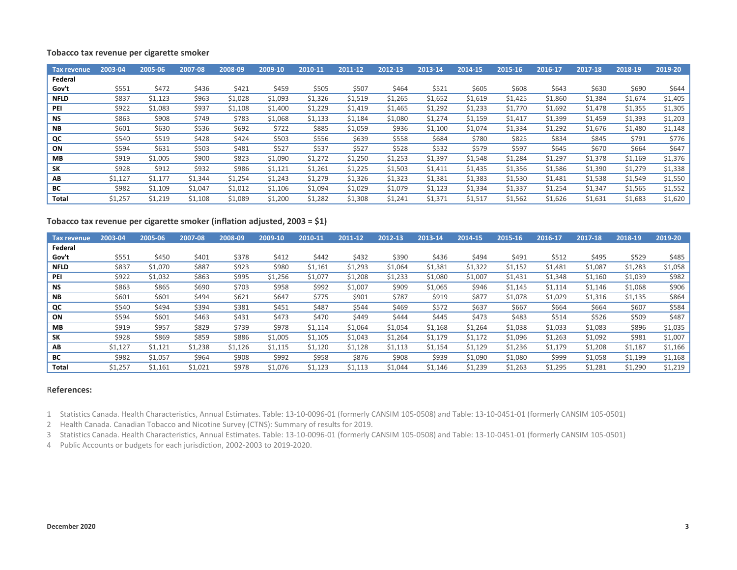**Tobacco tax revenue per cigarette smoker**

| Tax revenue | 2003-04 | 2005-06 | 2007-08 | 2008-09 | 2009-10 | 2010-11 | 2011-12 | 2012-13 | 2013-14 | 2014-15 | 2015-16 | 2016-17 | 2017-18 | 2018-19 | 2019-20 |
|---|---|---|---|---|---|---|---|---|---|---|---|---|---|---|---|
| **Federal Gov't** | $551 | $472 | $436 | $421 | $459 | $505 | $507 | $464 | $521 | $605 | $608 | $643 | $630 | $690 | $644 |
| **NFLD** | $837 | $1,123 | $963 | $1,028 | $1,093 | $1,326 | $1,519 | $1,265 | $1,652 | $1,619 | $1,425 | $1,860 | $1,384 | $1,674 | $1,405 |
| **PEI** | $922 | $1,083 | $937 | $1,108 | $1,400 | $1,229 | $1,419 | $1,465 | $1,292 | $1,233 | $1,770 | $1,692 | $1,478 | $1,355 | $1,305 |
| **NS** | $863 | $908 | $749 | $783 | $1,068 | $1,133 | $1,184 | $1,080 | $1,274 | $1,159 | $1,417 | $1,399 | $1,459 | $1,393 | $1,203 |
| **NB** | $601 | $630 | $536 | $692 | $722 | $885 | $1,059 | $936 | $1,100 | $1,074 | $1,334 | $1,292 | $1,676 | $1,480 | $1,148 |
| **QC** | $540 | $519 | $428 | $424 | $503 | $556 | $639 | $558 | $684 | $780 | $825 | $834 | $845 | $791 | $776 |
| **ON** | $594 | $631 | $503 | $481 | $527 | $537 | $527 | $528 | $532 | $579 | $597 | $645 | $670 | $664 | $647 |
| **MB** | $919 | $1,005 | $900 | $823 | $1,090 | $1,272 | $1,250 | $1,253 | $1,397 | $1,548 | $1,284 | $1,297 | $1,378 | $1,169 | $1,376 |
| **SK** | $928 | $912 | $932 | $986 | $1,121 | $1,261 | $1,225 | $1,503 | $1,411 | $1,435 | $1,356 | $1,586 | $1,390 | $1,279 | $1,338 |
| **AB** | $1,127 | $1,177 | $1,344 | $1,254 | $1,243 | $1,279 | $1,326 | $1,323 | $1,381 | $1,383 | $1,530 | $1,481 | $1,538 | $1,549 | $1,550 |
| **BC** | $982 | $1,109 | $1,047 | $1,012 | $1,106 | $1,094 | $1,029 | $1,079 | $1,123 | $1,334 | $1,337 | $1,254 | $1,347 | $1,565 | $1,552 |
| **Total** | $1,257 | $1,219 | $1,108 | $1,089 | $1,200 | $1,282 | $1,308 | $1,241 | $1,371 | $1,517 | $1,562 | $1,626 | $1,631 | $1,683 | $1,620 |

**Tobacco tax revenue per cigarette smoker (inflation adjusted, 2003 = $1)**

| Tax revenue | 2003-04 | 2005-06 | 2007-08 | 2008-09 | 2009-10 | 2010-11 | 2011-12 | 2012-13 | 2013-14 | 2014-15 | 2015-16 | 2016-17 | 2017-18 | 2018-19 | 2019-20 |
|---|---|---|---|---|---|---|---|---|---|---|---|---|---|---|---|
| **Federal Gov't** | $551 | $450 | $401 | $378 | $412 | $442 | $432 | $390 | $436 | $494 | $491 | $512 | $495 | $529 | $485 |
| **NFLD** | $837 | $1,070 | $887 | $923 | $980 | $1,161 | $1,293 | $1,064 | $1,381 | $1,322 | $1,152 | $1,481 | $1,087 | $1,283 | $1,058 |
| **PEI** | $922 | $1,032 | $863 | $995 | $1,256 | $1,077 | $1,208 | $1,233 | $1,080 | $1,007 | $1,431 | $1,348 | $1,160 | $1,039 | $982 |
| **NS** | $863 | $865 | $690 | $703 | $958 | $992 | $1,007 | $909 | $1,065 | $946 | $1,145 | $1,114 | $1,146 | $1,068 | $906 |
| **NB** | $601 | $601 | $494 | $621 | $647 | $775 | $901 | $787 | $919 | $877 | $1,078 | $1,029 | $1,316 | $1,135 | $864 |
| **QC** | $540 | $494 | $394 | $381 | $451 | $487 | $544 | $469 | $572 | $637 | $667 | $664 | $664 | $607 | $584 |
| **ON** | $594 | $601 | $463 | $431 | $473 | $470 | $449 | $444 | $445 | $473 | $483 | $514 | $526 | $509 | $487 |
| **MB** | $919 | $957 | $829 | $739 | $978 | $1,114 | $1,064 | $1,054 | $1,168 | $1,264 | $1,038 | $1,033 | $1,083 | $896 | $1,035 |
| **SK** | $928 | $869 | $859 | $886 | $1,005 | $1,105 | $1,043 | $1,264 | $1,179 | $1,172 | $1,096 | $1,263 | $1,092 | $981 | $1,007 |
| **AB** | $1,127 | $1,121 | $1,238 | $1,126 | $1,115 | $1,120 | $1,128 | $1,113 | $1,154 | $1,129 | $1,236 | $1,179 | $1,208 | $1,187 | $1,166 |
| **BC** | $982 | $1,057 | $964 | $908 | $992 | $958 | $876 | $908 | $939 | $1,090 | $1,080 | $999 | $1,058 | $1,199 | $1,168 |
| **Total** | $1,257 | $1,161 | $1,021 | $978 | $1,076 | $1,123 | $1,113 | $1,044 | $1,146 | $1,239 | $1,263 | $1,295 | $1,281 | $1,290 | $1,219 |

**References:**

1. Statistics Canada. Health Characteristics, Annual Estimates. Table: 13-10-0096-01 (formerly CANSIM 105-0508) and Table: 13-10-0451-01 (formerly CANSIM 105-0501)
2. Health Canada. Canadian Tobacco and Nicotine Survey (CTNS): Summary of results for 2019.
3. Statistics Canada. Health Characteristics, Annual Estimates. Table: 13-10-0096-01 (formerly CANSIM 105-0508) and Table: 13-10-0451-01 (formerly CANSIM 105-0501)
4. Public Accounts or budgets for each jurisdiction, 2002-2003 to 2019-2020.

**December 2020**